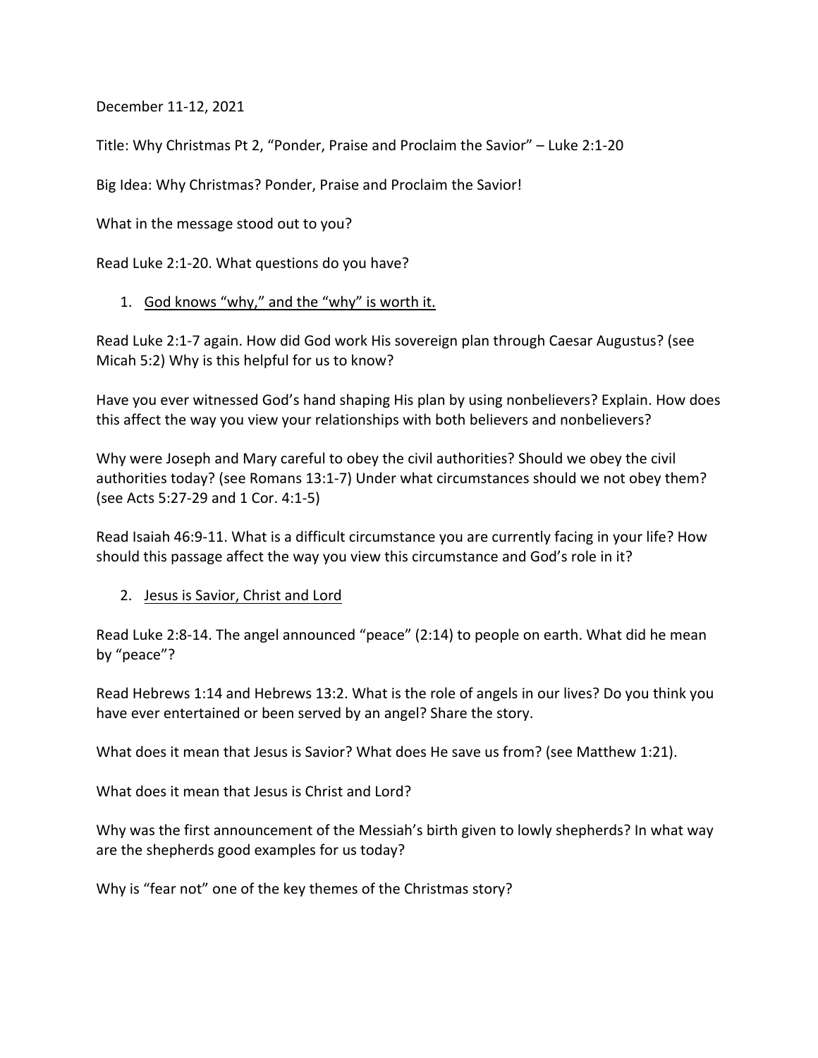December 11-12, 2021

Title: Why Christmas Pt 2, "Ponder, Praise and Proclaim the Savior" – Luke 2:1-20

Big Idea: Why Christmas? Ponder, Praise and Proclaim the Savior!

What in the message stood out to you?

Read Luke 2:1-20. What questions do you have?

1. <u>God knows "why," and the "why" is worth it.</u>

Read Luke 2:1-7 again. How did God work His sovereign plan through Caesar Augustus? (see Micah 5:2) Why is this helpful for us to know?

Have you ever witnessed God's hand shaping His plan by using nonbelievers? Explain. How does this affect the way you view your relationships with both believers and nonbelievers?

Why were Joseph and Mary careful to obey the civil authorities? Should we obey the civil authorities today? (see Romans 13:1-7) Under what circumstances should we not obey them? (see Acts 5:27-29 and 1 Cor. 4:1-5)

Read Isaiah 46:9-11. What is a difficult circumstance you are currently facing in your life? How should this passage affect the way you view this circumstance and God's role in it?

2. <u>Jesus is Savior, Christ and Lord</u>

Read Luke 2:8-14. The angel announced "peace" (2:14) to people on earth. What did he mean by "peace"?

Read Hebrews 1:14 and Hebrews 13:2. What is the role of angels in our lives? Do you think you have ever entertained or been served by an angel? Share the story.

What does it mean that Jesus is Savior? What does He save us from? (see Matthew 1:21).

What does it mean that Jesus is Christ and Lord?

Why was the first announcement of the Messiah's birth given to lowly shepherds? In what way are the shepherds good examples for us today?

Why is "fear not" one of the key themes of the Christmas story?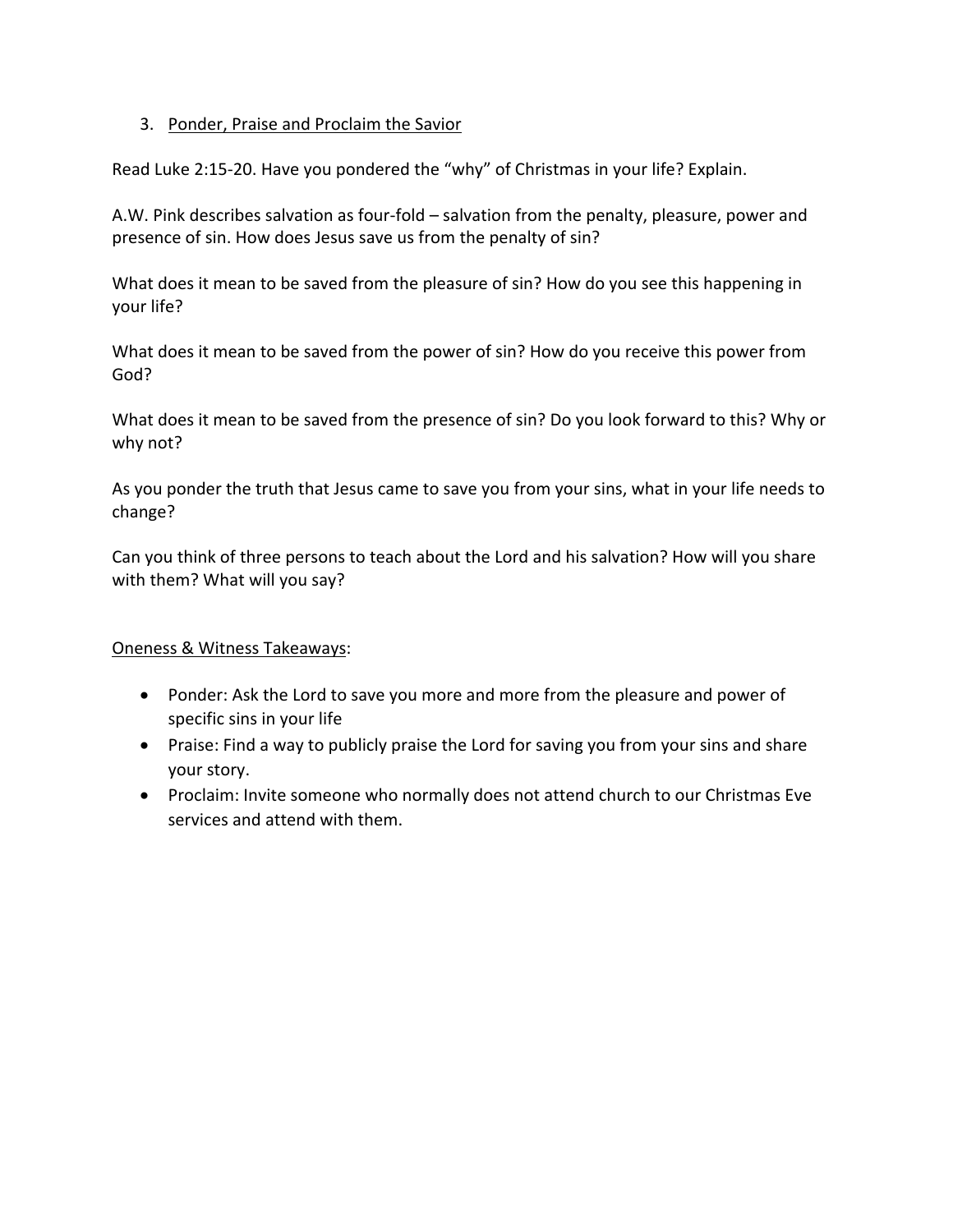3. <u>Ponder, Praise and Proclaim the Savior</u>

Read Luke 2:15-20. Have you pondered the "why" of Christmas in your life? Explain.

A.W. Pink describes salvation as four-fold – salvation from the penalty, pleasure, power and presence of sin. How does Jesus save us from the penalty of sin?

What does it mean to be saved from the pleasure of sin? How do you see this happening in your life?

What does it mean to be saved from the power of sin? How do you receive this power from God?

What does it mean to be saved from the presence of sin? Do you look forward to this? Why or why not?

As you ponder the truth that Jesus came to save you from your sins, what in your life needs to change?

Can you think of three persons to teach about the Lord and his salvation? How will you share with them? What will you say?

<u>Oneness & Witness Takeaways</u>:

- Ponder: Ask the Lord to save you more and more from the pleasure and power of specific sins in your life
- Praise: Find a way to publicly praise the Lord for saving you from your sins and share your story.
- Proclaim: Invite someone who normally does not attend church to our Christmas Eve services and attend with them.